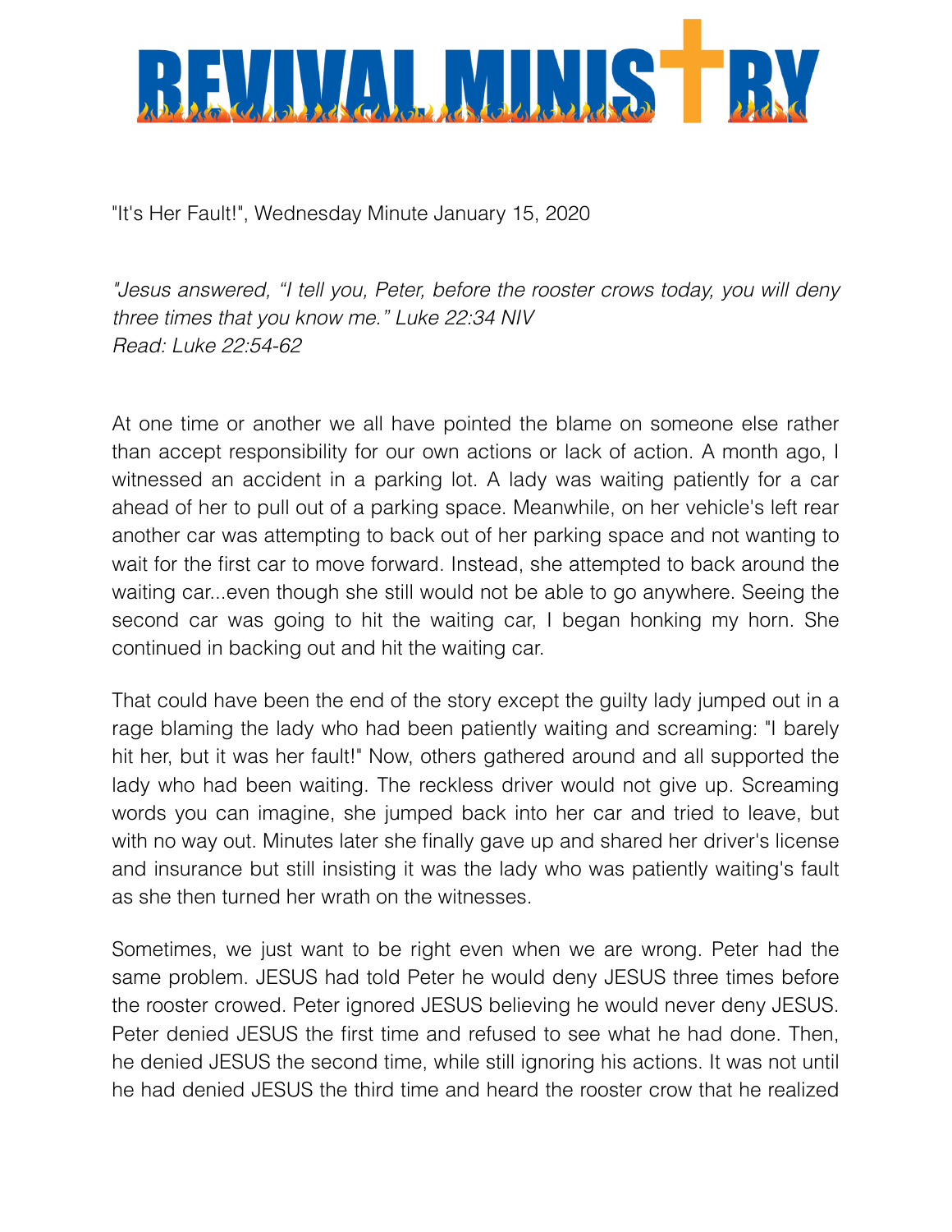# REVIVAL MINISTRY

"It's Her Fault!", Wednesday Minute January 15, 2020

*"Jesus answered, "I tell you, Peter, before the rooster crows today, you will deny three times that you know me." Luke 22:34 NIV*
*Read: Luke 22:54-62*

At one time or another we all have pointed the blame on someone else rather than accept responsibility for our own actions or lack of action. A month ago, I witnessed an accident in a parking lot. A lady was waiting patiently for a car ahead of her to pull out of a parking space. Meanwhile, on her vehicle's left rear another car was attempting to back out of her parking space and not wanting to wait for the first car to move forward. Instead, she attempted to back around the waiting car...even though she still would not be able to go anywhere. Seeing the second car was going to hit the waiting car, I began honking my horn. She continued in backing out and hit the waiting car.

That could have been the end of the story except the guilty lady jumped out in a rage blaming the lady who had been patiently waiting and screaming: "I barely hit her, but it was her fault!" Now, others gathered around and all supported the lady who had been waiting. The reckless driver would not give up. Screaming words you can imagine, she jumped back into her car and tried to leave, but with no way out. Minutes later she finally gave up and shared her driver's license and insurance but still insisting it was the lady who was patiently waiting's fault as she then turned her wrath on the witnesses.

Sometimes, we just want to be right even when we are wrong. Peter had the same problem. JESUS had told Peter he would deny JESUS three times before the rooster crowed. Peter ignored JESUS believing he would never deny JESUS. Peter denied JESUS the first time and refused to see what he had done. Then, he denied JESUS the second time, while still ignoring his actions. It was not until he had denied JESUS the third time and heard the rooster crow that he realized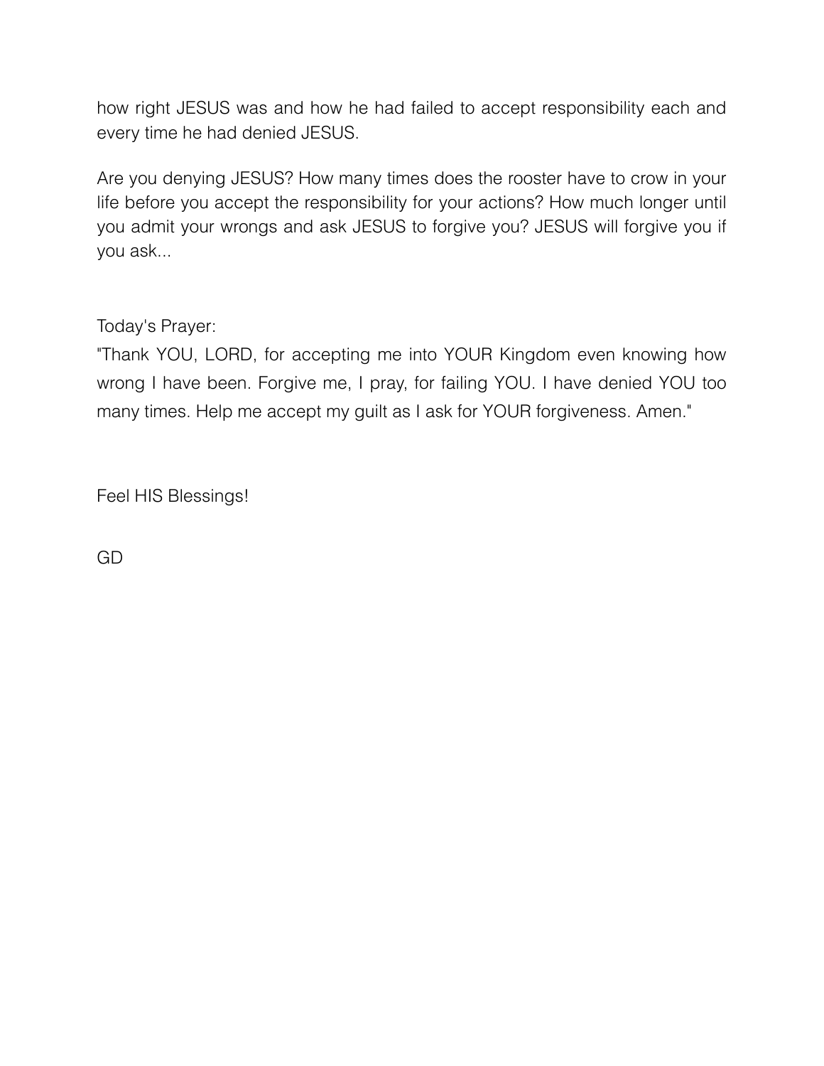how right JESUS was and how he had failed to accept responsibility each and every time he had denied JESUS.

Are you denying JESUS? How many times does the rooster have to crow in your life before you accept the responsibility for your actions? How much longer until you admit your wrongs and ask JESUS to forgive you? JESUS will forgive you if you ask...

Today's Prayer:
"Thank YOU, LORD, for accepting me into YOUR Kingdom even knowing how wrong I have been. Forgive me, I pray, for failing YOU. I have denied YOU too many times. Help me accept my guilt as I ask for YOUR forgiveness. Amen."

Feel HIS Blessings!

GD